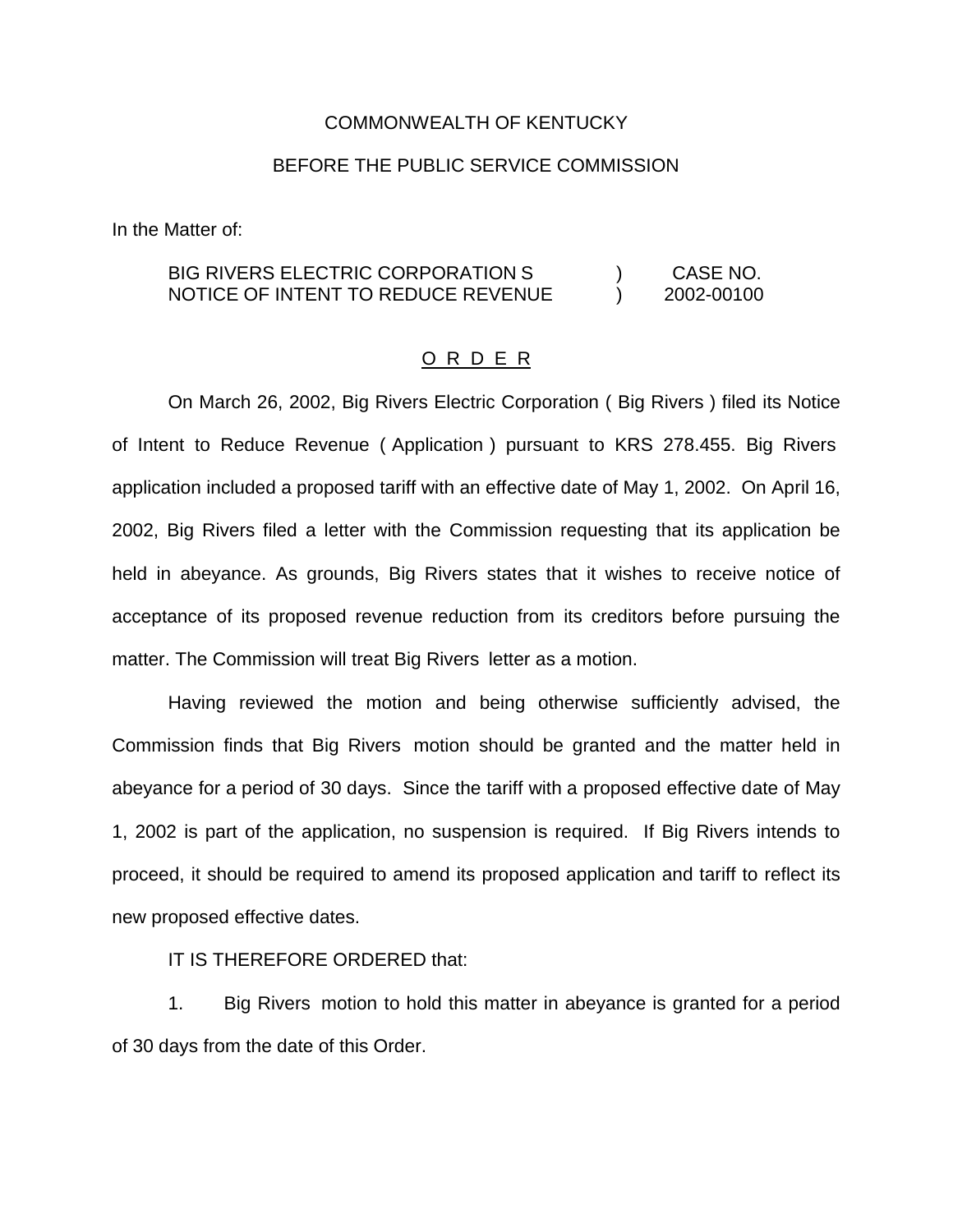COMMONWEALTH OF KENTUCKY

BEFORE THE PUBLIC SERVICE COMMISSION

In the Matter of:

| | | |
|---|---|---|
| BIG RIVERS ELECTRIC CORPORATION S NOTICE OF INTENT TO REDUCE REVENUE | ) ) | CASE NO. 2002-00100 |

<u>O R D E R</u>

On March 26, 2002, Big Rivers Electric Corporation ( Big Rivers ) filed its Notice of Intent to Reduce Revenue ( Application ) pursuant to KRS 278.455. Big Rivers application included a proposed tariff with an effective date of May 1, 2002. On April 16, 2002, Big Rivers filed a letter with the Commission requesting that its application be held in abeyance. As grounds, Big Rivers states that it wishes to receive notice of acceptance of its proposed revenue reduction from its creditors before pursuing the matter. The Commission will treat Big Rivers letter as a motion.

Having reviewed the motion and being otherwise sufficiently advised, the Commission finds that Big Rivers motion should be granted and the matter held in abeyance for a period of 30 days. Since the tariff with a proposed effective date of May 1, 2002 is part of the application, no suspension is required. If Big Rivers intends to proceed, it should be required to amend its proposed application and tariff to reflect its new proposed effective dates.

IT IS THEREFORE ORDERED that:

1. Big Rivers motion to hold this matter in abeyance is granted for a period of 30 days from the date of this Order.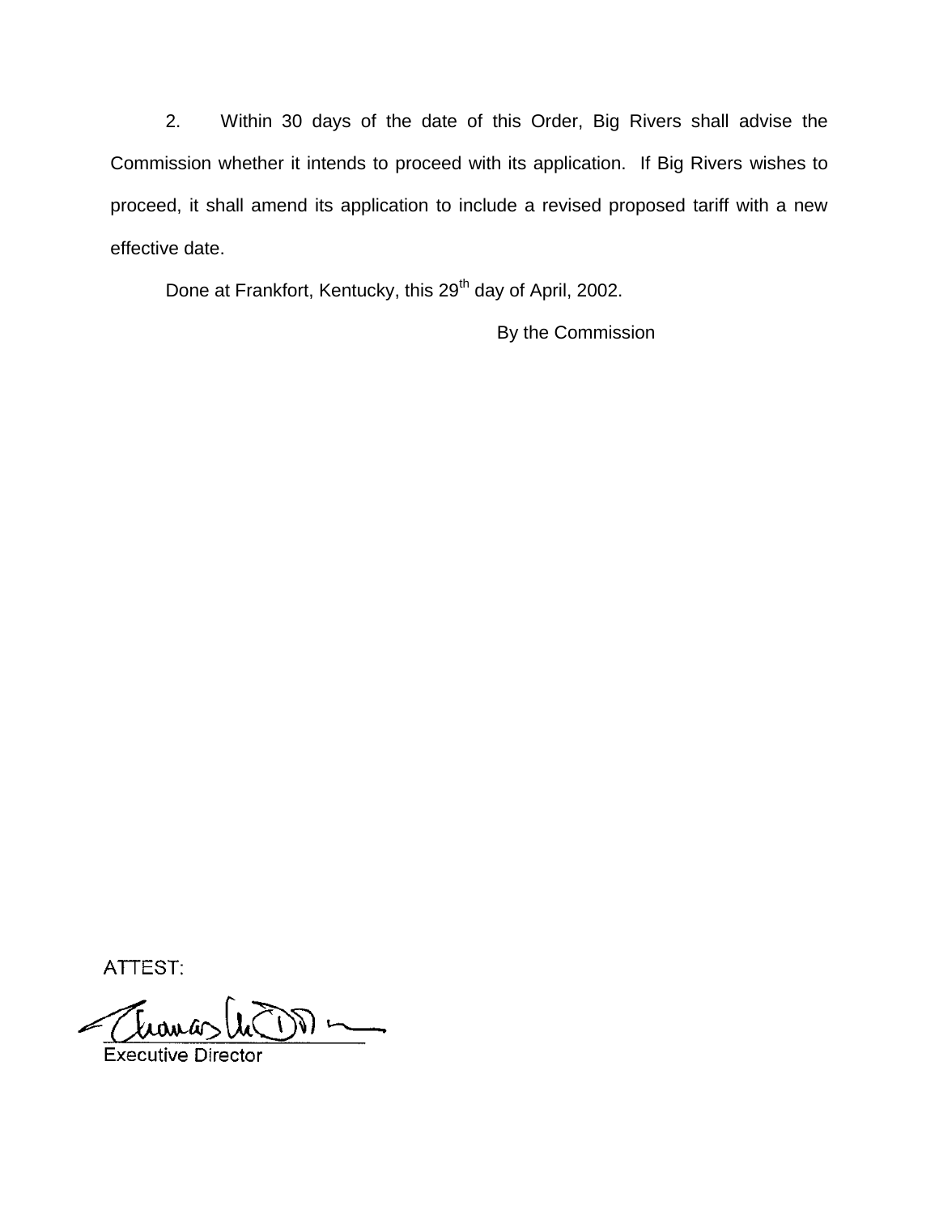2. Within 30 days of the date of this Order, Big Rivers shall advise the Commission whether it intends to proceed with its application. If Big Rivers wishes to proceed, it shall amend its application to include a revised proposed tariff with a new effective date.

Done at Frankfort, Kentucky, this 29th day of April, 2002.

By the Commission

ATTEST:

Executive Director